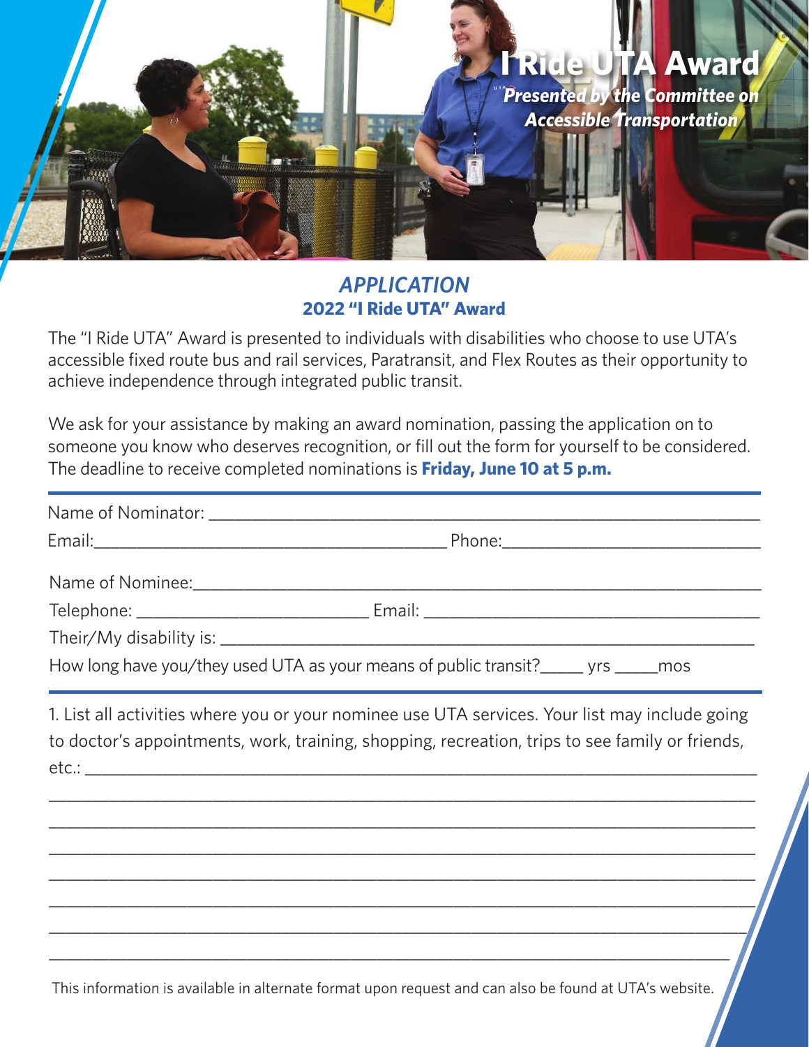# I Ride UTA Award

***Presented by the Committee on Accessible Transportation***

## *APPLICATION*

### 2022 "I Ride UTA" Award

The "I Ride UTA" Award is presented to individuals with disabilities who choose to use UTA's accessible fixed route bus and rail services, Paratransit, and Flex Routes as their opportunity to achieve independence through integrated public transit.

We ask for your assistance by making an award nomination, passing the application on to someone you know who deserves recognition, or fill out the form for yourself to be considered. The deadline to receive completed nominations is **Friday, June 10 at 5 p.m.**

---

Name of Nominator: ______________________________________________

Email: ______________________________ Phone: ______________________

Name of Nominee: ______________________________________________

Telephone: ____________________ Email: ____________________________

Their/My disability is: __________________________________________

How long have you/they used UTA as your means of public transit? _____ yrs _____ mos

---

1. List all activities where you or your nominee use UTA services. Your list may include going to doctor's appointments, work, training, shopping, recreation, trips to see family or friends, etc.: ______________________________________________________________

____________________________________________________________________

____________________________________________________________________

____________________________________________________________________

____________________________________________________________________

____________________________________________________________________

____________________________________________________________________

____________________________________________________________________

This information is available in alternate format upon request and can also be found at UTA's website.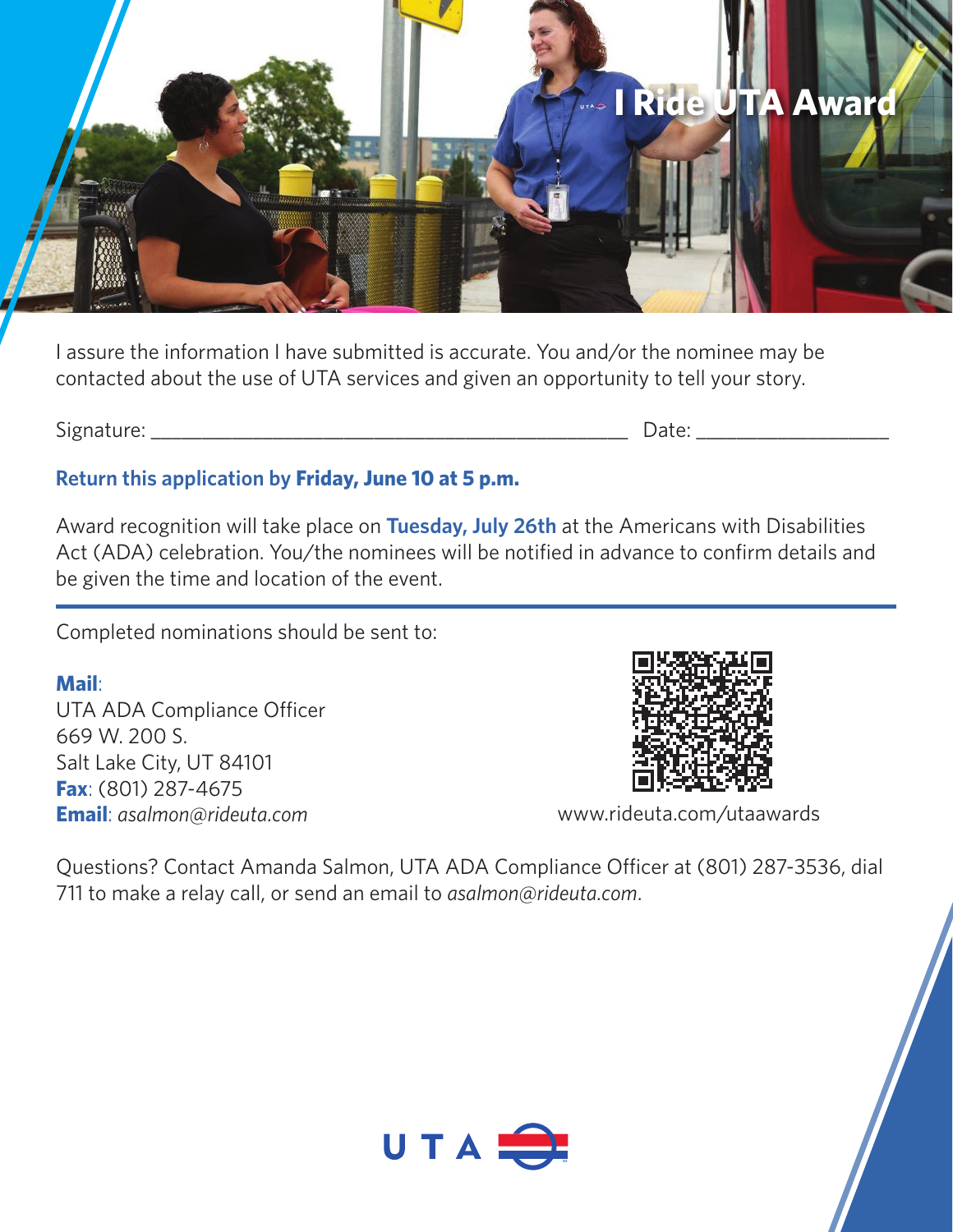# I Ride UTA Award

I assure the information I have submitted is accurate. You and/or the nominee may be contacted about the use of UTA services and given an opportunity to tell your story.

Signature: ______________________________________________ Date: __________________

**Return this application by Friday, June 10 at 5 p.m.**

Award recognition will take place on **Tuesday, July 26th** at the Americans with Disabilities Act (ADA) celebration. You/the nominees will be notified in advance to confirm details and be given the time and location of the event.

---

Completed nominations should be sent to:

**Mail**:
UTA ADA Compliance Officer
669 W. 200 S.
Salt Lake City, UT 84101
**Fax**: (801) 287-4675
**Email**: *asalmon@rideuta.com*

www.rideuta.com/utaawards

Questions? Contact Amanda Salmon, UTA ADA Compliance Officer at (801) 287-3536, dial 711 to make a relay call, or send an email to *asalmon@rideuta.com*.

UTA